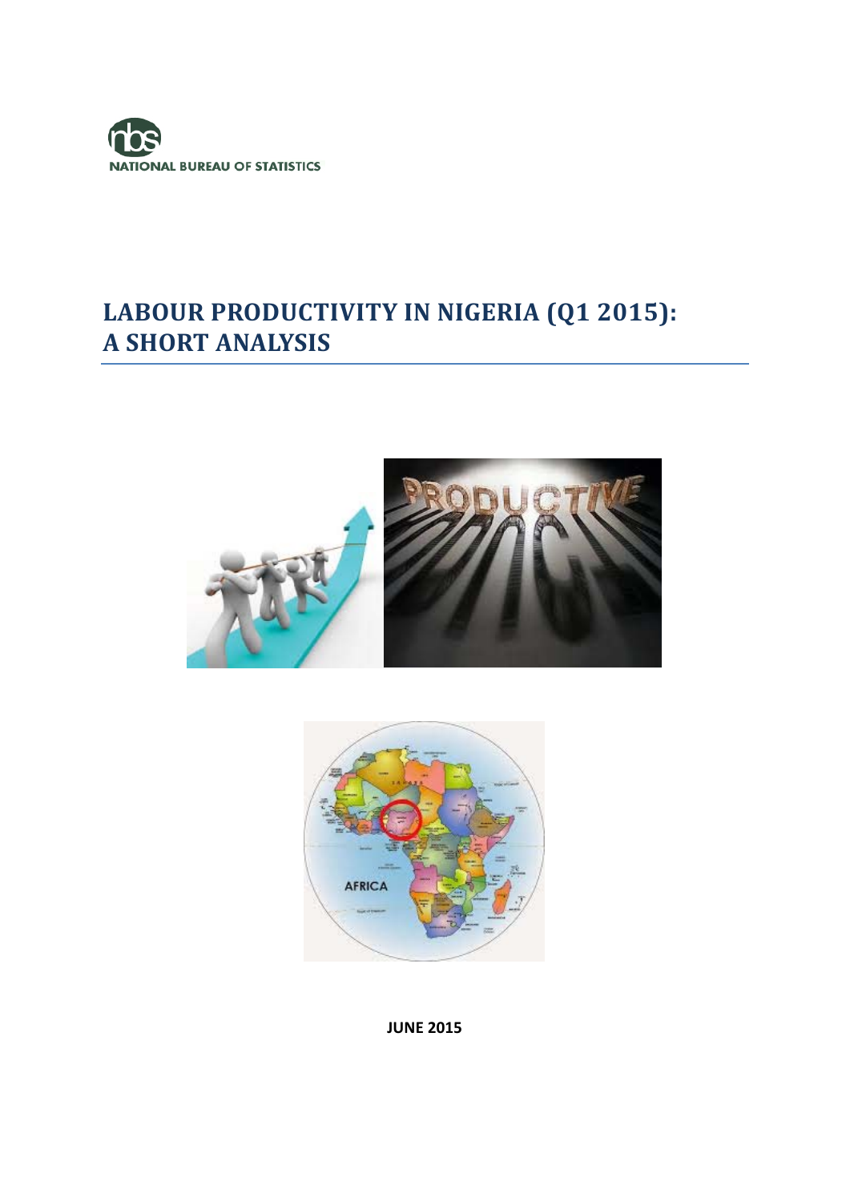NATIONAL BUREAU OF STATISTICS

# LABOUR PRODUCTIVITY IN NIGERIA (Q1 2015): A SHORT ANALYSIS

**JUNE 2015**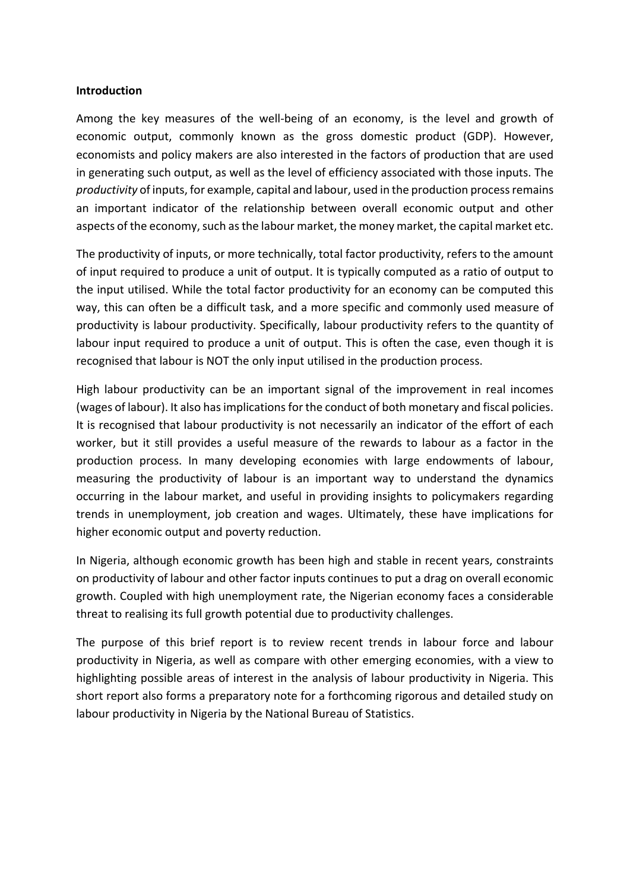**Introduction**

Among the key measures of the well-being of an economy, is the level and growth of economic output, commonly known as the gross domestic product (GDP). However, economists and policy makers are also interested in the factors of production that are used in generating such output, as well as the level of efficiency associated with those inputs. The *productivity* of inputs, for example, capital and labour, used in the production process remains an important indicator of the relationship between overall economic output and other aspects of the economy, such as the labour market, the money market, the capital market etc.

The productivity of inputs, or more technically, total factor productivity, refers to the amount of input required to produce a unit of output. It is typically computed as a ratio of output to the input utilised. While the total factor productivity for an economy can be computed this way, this can often be a difficult task, and a more specific and commonly used measure of productivity is labour productivity. Specifically, labour productivity refers to the quantity of labour input required to produce a unit of output. This is often the case, even though it is recognised that labour is NOT the only input utilised in the production process.

High labour productivity can be an important signal of the improvement in real incomes (wages of labour). It also has implications for the conduct of both monetary and fiscal policies. It is recognised that labour productivity is not necessarily an indicator of the effort of each worker, but it still provides a useful measure of the rewards to labour as a factor in the production process. In many developing economies with large endowments of labour, measuring the productivity of labour is an important way to understand the dynamics occurring in the labour market, and useful in providing insights to policymakers regarding trends in unemployment, job creation and wages. Ultimately, these have implications for higher economic output and poverty reduction.

In Nigeria, although economic growth has been high and stable in recent years, constraints on productivity of labour and other factor inputs continues to put a drag on overall economic growth. Coupled with high unemployment rate, the Nigerian economy faces a considerable threat to realising its full growth potential due to productivity challenges.

The purpose of this brief report is to review recent trends in labour force and labour productivity in Nigeria, as well as compare with other emerging economies, with a view to highlighting possible areas of interest in the analysis of labour productivity in Nigeria. This short report also forms a preparatory note for a forthcoming rigorous and detailed study on labour productivity in Nigeria by the National Bureau of Statistics.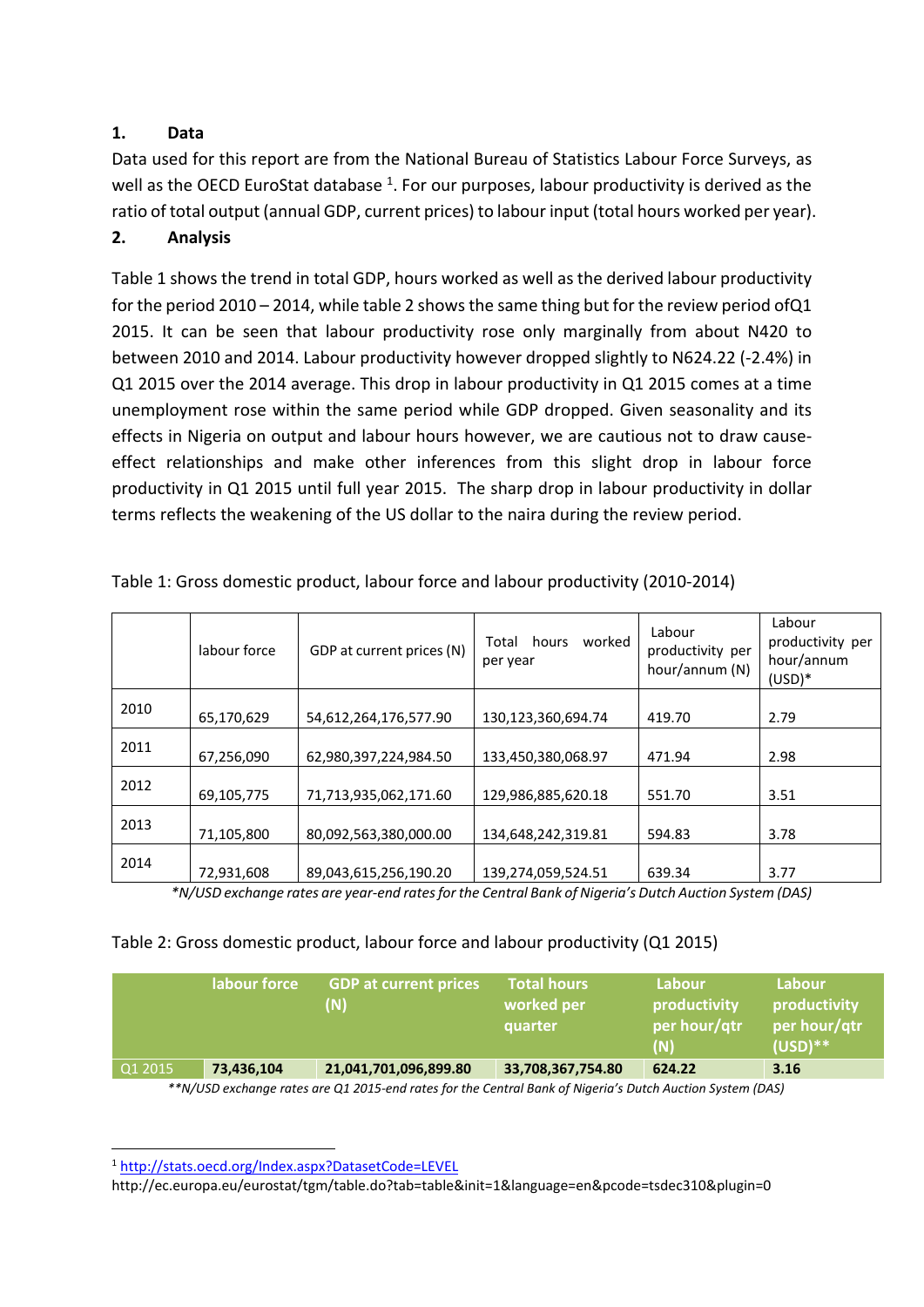## 1. Data

Data used for this report are from the National Bureau of Statistics Labour Force Surveys, as well as the OECD EuroStat database [1]. For our purposes, labour productivity is derived as the ratio of total output (annual GDP, current prices) to labour input (total hours worked per year).

## 2. Analysis

Table 1 shows the trend in total GDP, hours worked as well as the derived labour productivity for the period 2010 – 2014, while table 2 shows the same thing but for the review period ofQ1 2015. It can be seen that labour productivity rose only marginally from about N420 to between 2010 and 2014. Labour productivity however dropped slightly to N624.22 (-2.4%) in Q1 2015 over the 2014 average. This drop in labour productivity in Q1 2015 comes at a time unemployment rose within the same period while GDP dropped. Given seasonality and its effects in Nigeria on output and labour hours however, we are cautious not to draw cause-effect relationships and make other inferences from this slight drop in labour force productivity in Q1 2015 until full year 2015. The sharp drop in labour productivity in dollar terms reflects the weakening of the US dollar to the naira during the review period.

Table 1: Gross domestic product, labour force and labour productivity (2010-2014)

| | labour force | GDP at current prices (N) | Total hours worked per year | Labour productivity per hour/annum (N) | Labour productivity per hour/annum (USD)* |
|---|---|---|---|---|---|
| 2010 | 65,170,629 | 54,612,264,176,577.90 | 130,123,360,694.74 | 419.70 | 2.79 |
| 2011 | 67,256,090 | 62,980,397,224,984.50 | 133,450,380,068.97 | 471.94 | 2.98 |
| 2012 | 69,105,775 | 71,713,935,062,171.60 | 129,986,885,620.18 | 551.70 | 3.51 |
| 2013 | 71,105,800 | 80,092,563,380,000.00 | 134,648,242,319.81 | 594.83 | 3.78 |
| 2014 | 72,931,608 | 89,043,615,256,190.20 | 139,274,059,524.51 | 639.34 | 3.77 |

*\*N/USD exchange rates are year-end rates for the Central Bank of Nigeria's Dutch Auction System (DAS)*

Table 2: Gross domestic product, labour force and labour productivity (Q1 2015)

| | labour force | GDP at current prices (N) | Total hours worked per quarter | Labour productivity per hour/qtr (N) | Labour productivity per hour/qtr (USD)** |
|---|---|---|---|---|---|
| Q1 2015 | **73,436,104** | **21,041,701,096,899.80** | **33,708,367,754.80** | **624.22** | **3.16** |

*\*\*N/USD exchange rates are Q1 2015-end rates for the Central Bank of Nigeria's Dutch Auction System (DAS)*

---

[1] http://stats.oecd.org/Index.aspx?DatasetCode=LEVEL
http://ec.europa.eu/eurostat/tgm/table.do?tab=table&init=1&language=en&pcode=tsdec310&plugin=0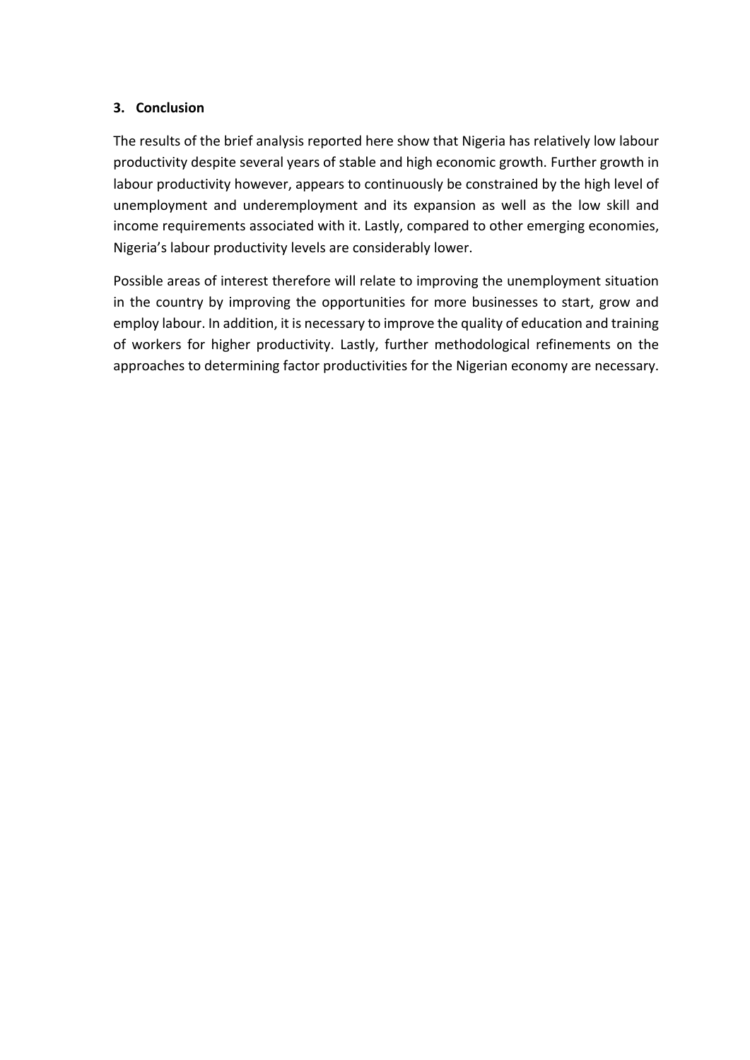## 3. Conclusion

The results of the brief analysis reported here show that Nigeria has relatively low labour productivity despite several years of stable and high economic growth. Further growth in labour productivity however, appears to continuously be constrained by the high level of unemployment and underemployment and its expansion as well as the low skill and income requirements associated with it. Lastly, compared to other emerging economies, Nigeria's labour productivity levels are considerably lower.

Possible areas of interest therefore will relate to improving the unemployment situation in the country by improving the opportunities for more businesses to start, grow and employ labour. In addition, it is necessary to improve the quality of education and training of workers for higher productivity. Lastly, further methodological refinements on the approaches to determining factor productivities for the Nigerian economy are necessary.